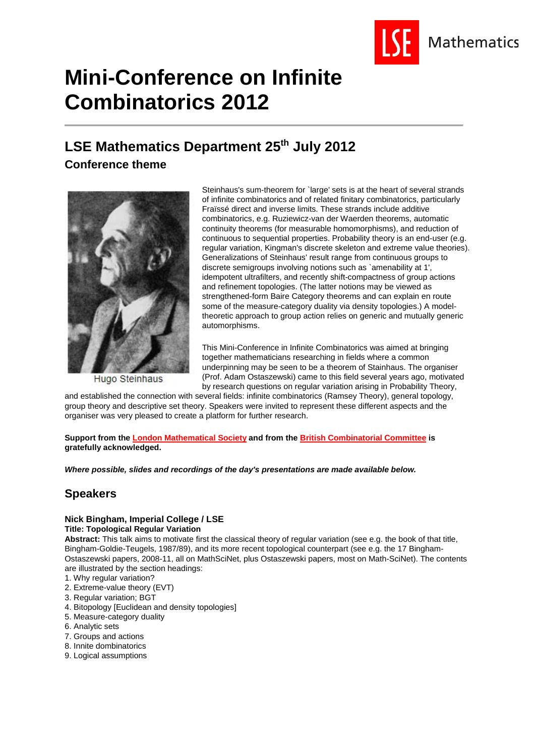# Mini-Conference on Infinite Combinatorics 2012

## LSE Mathematics Department 25th July 2012

### Conference theme

Hugo Steinhaus

Steinhaus's sum-theorem for `large' sets is at the heart of several strands of infinite combinatorics and of related finitary combinatorics, particularly Fraïssé direct and inverse limits. These strands include additive combinatorics, e.g. Ruziewicz-van der Waerden theorems, automatic continuity theorems (for measurable homomorphisms), and reduction of continuous to sequential properties. Probability theory is an end-user (e.g. regular variation, Kingman's discrete skeleton and extreme value theories). Generalizations of Steinhaus' result range from continuous groups to discrete semigroups involving notions such as `amenability at 1', idempotent ultrafilters, and recently shift-compactness of group actions and refinement topologies. (The latter notions may be viewed as strengthened-form Baire Category theorems and can explain en route some of the measure-category duality via density topologies.) A model-theoretic approach to group action relies on generic and mutually generic automorphisms.

This Mini-Conference in Infinite Combinatorics was aimed at bringing together mathematicians researching in fields where a common underpinning may be seen to be a theorem of Stainhaus. The organiser (Prof. Adam Ostaszewski) came to this field several years ago, motivated by research questions on regular variation arising in Probability Theory, and established the connection with several fields: infinite combinatorics (Ramsey Theory), general topology, group theory and descriptive set theory. Speakers were invited to represent these different aspects and the organiser was very pleased to create a platform for further research.

**Support from the London Mathematical Society and from the British Combinatorial Committee is gratefully acknowledged.**

***Where possible, slides and recordings of the day's presentations are made available below.***

## Speakers

#### Nick Bingham, Imperial College / LSE

**Title: Topological Regular Variation**

**Abstract:** This talk aims to motivate first the classical theory of regular variation (see e.g. the book of that title, Bingham-Goldie-Teugels, 1987/89), and its more recent topological counterpart (see e.g. the 17 Bingham-Ostaszewski papers, 2008-11, all on MathSciNet, plus Ostaszewski papers, most on Math-SciNet). The contents are illustrated by the section headings:

1. Why regular variation?
2. Extreme-value theory (EVT)
3. Regular variation; BGT
4. Bitopology [Euclidean and density topologies]
5. Measure-category duality
6. Analytic sets
7. Groups and actions
8. Innite dombinatorics
9. Logical assumptions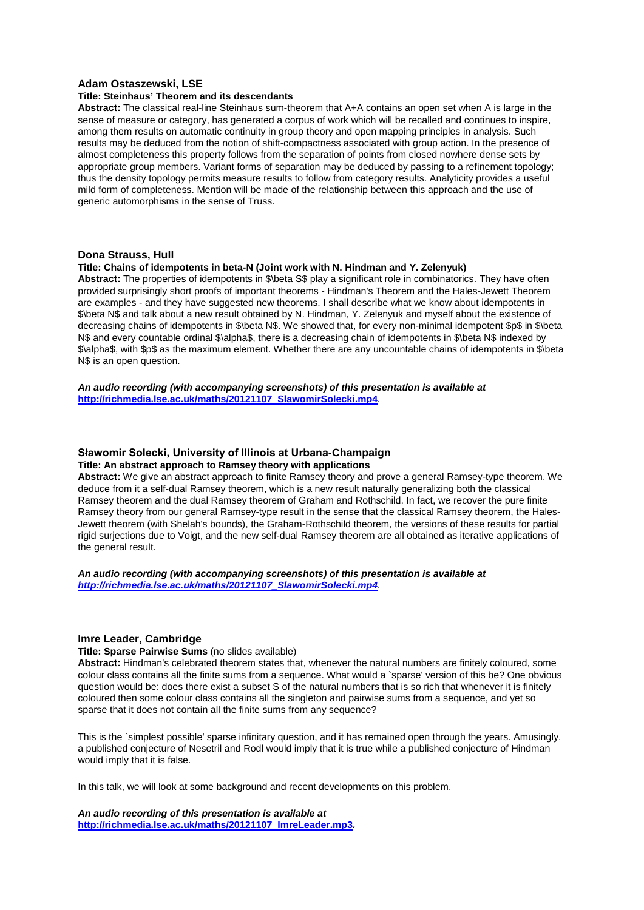### Adam Ostaszewski, LSE

**Title: Steinhaus' Theorem and its descendants**

**Abstract:** The classical real-line Steinhaus sum-theorem that A+A contains an open set when A is large in the sense of measure or category, has generated a corpus of work which will be recalled and continues to inspire, among them results on automatic continuity in group theory and open mapping principles in analysis. Such results may be deduced from the notion of shift-compactness associated with group action. In the presence of almost completeness this property follows from the separation of points from closed nowhere dense sets by appropriate group members. Variant forms of separation may be deduced by passing to a refinement topology; thus the density topology permits measure results to follow from category results. Analyticity provides a useful mild form of completeness. Mention will be made of the relationship between this approach and the use of generic automorphisms in the sense of Truss.

### Dona Strauss, Hull

**Title: Chains of idempotents in beta-N (Joint work with N. Hindman and Y. Zelenyuk)**

**Abstract:** The properties of idempotents in $\beta S$ play a significant role in combinatorics. They have often provided surprisingly short proofs of important theorems - Hindman's Theorem and the Hales-Jewett Theorem are examples - and they have suggested new theorems. I shall describe what we know about idempotents in $\beta N$ and talk about a new result obtained by N. Hindman, Y. Zelenyuk and myself about the existence of decreasing chains of idempotents in $\beta N$. We showed that, for every non-minimal idempotent $p$ in $\beta N$ and every countable ordinal $\alpha$, there is a decreasing chain of idempotents in $\beta N$ indexed by $\alpha$, with $p$ as the maximum element. Whether there are any uncountable chains of idempotents in $\beta N$ is an open question.

***An audio recording (with accompanying screenshots) of this presentation is available at*** [http://richmedia.lse.ac.uk/maths/20121107_SlawomirSolecki.mp4](http://richmedia.lse.ac.uk/maths/20121107_SlawomirSolecki.mp4).

### Sławomir Solecki, University of Illinois at Urbana-Champaign

**Title: An abstract approach to Ramsey theory with applications**

**Abstract:** We give an abstract approach to finite Ramsey theory and prove a general Ramsey-type theorem. We deduce from it a self-dual Ramsey theorem, which is a new result naturally generalizing both the classical Ramsey theorem and the dual Ramsey theorem of Graham and Rothschild. In fact, we recover the pure finite Ramsey theory from our general Ramsey-type result in the sense that the classical Ramsey theorem, the Hales-Jewett theorem (with Shelah's bounds), the Graham-Rothschild theorem, the versions of these results for partial rigid surjections due to Voigt, and the new self-dual Ramsey theorem are all obtained as iterative applications of the general result.

***An audio recording (with accompanying screenshots) of this presentation is available at*** [***http://richmedia.lse.ac.uk/maths/20121107_SlawomirSolecki.mp4***](http://richmedia.lse.ac.uk/maths/20121107_SlawomirSolecki.mp4).

### Imre Leader, Cambridge

**Title: Sparse Pairwise Sums** (no slides available)

**Abstract:** Hindman's celebrated theorem states that, whenever the natural numbers are finitely coloured, some colour class contains all the finite sums from a sequence. What would a `sparse' version of this be? One obvious question would be: does there exist a subset S of the natural numbers that is so rich that whenever it is finitely coloured then some colour class contains all the singleton and pairwise sums from a sequence, and yet so sparse that it does not contain all the finite sums from any sequence?

This is the `simplest possible' sparse infinitary question, and it has remained open through the years. Amusingly, a published conjecture of Nesetril and Rodl would imply that it is true while a published conjecture of Hindman would imply that it is false.

In this talk, we will look at some background and recent developments on this problem.

***An audio recording of this presentation is available at*** [**http://richmedia.lse.ac.uk/maths/20121107_ImreLeader.mp3**](http://richmedia.lse.ac.uk/maths/20121107_ImreLeader.mp3).